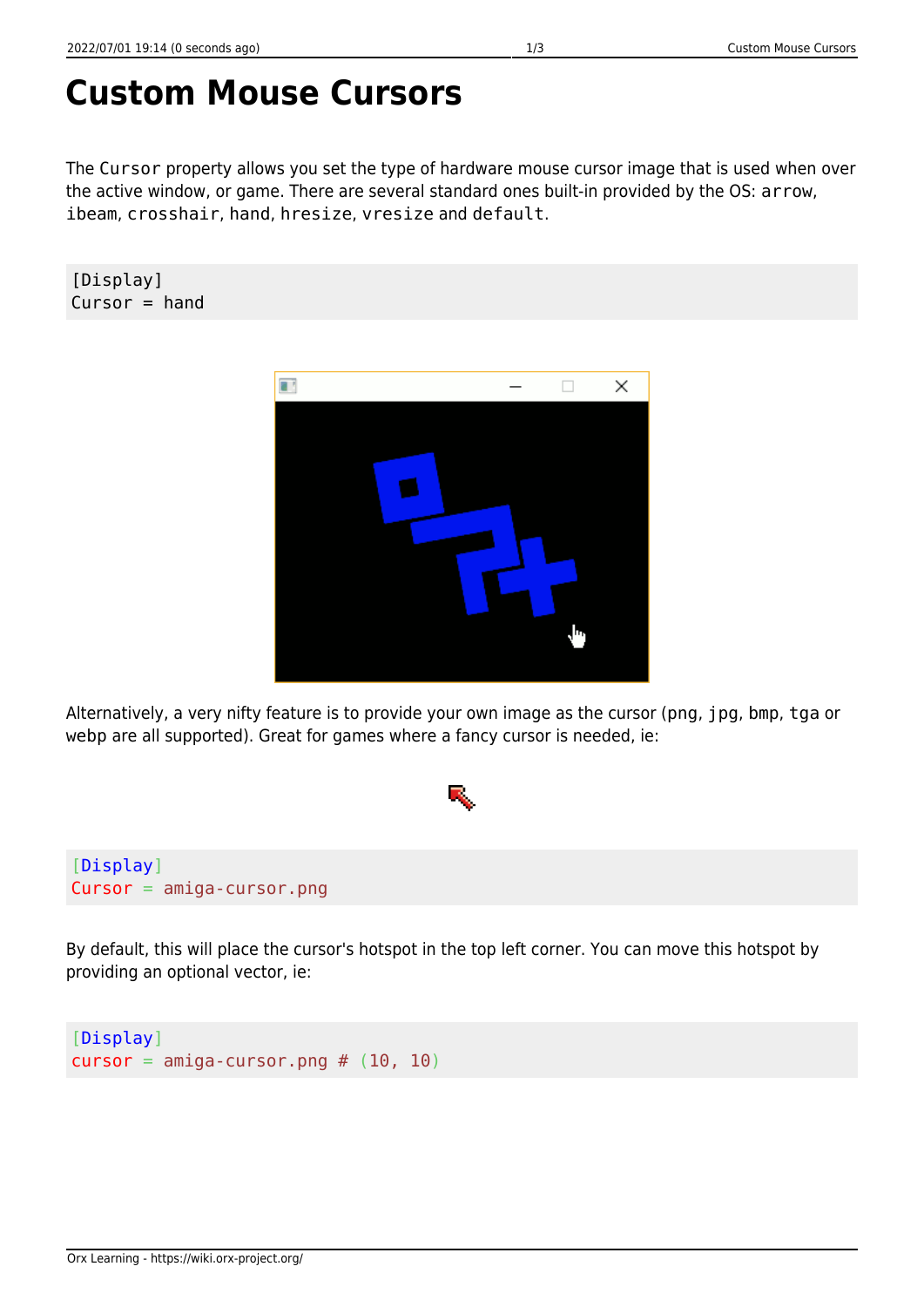# Custom Mouse Cursors

The `Cursor` property allows you set the type of hardware mouse cursor image that is used when over the active window, or game. There are several standard ones built-in provided by the OS: `arrow`, `ibeam`, `crosshair`, `hand`, `hresize`, `vresize` and `default`.

```
[Display]
Cursor = hand
```

Alternatively, a very nifty feature is to provide your own image as the cursor (`png`, `jpg`, `bmp`, `tga` or `webp` are all supported). Great for games where a fancy cursor is needed, ie:

```
[Display]
Cursor = amiga-cursor.png
```

By default, this will place the cursor's hotspot in the top left corner. You can move this hotspot by providing an optional vector, ie:

```
[Display]
cursor = amiga-cursor.png # (10, 10)
```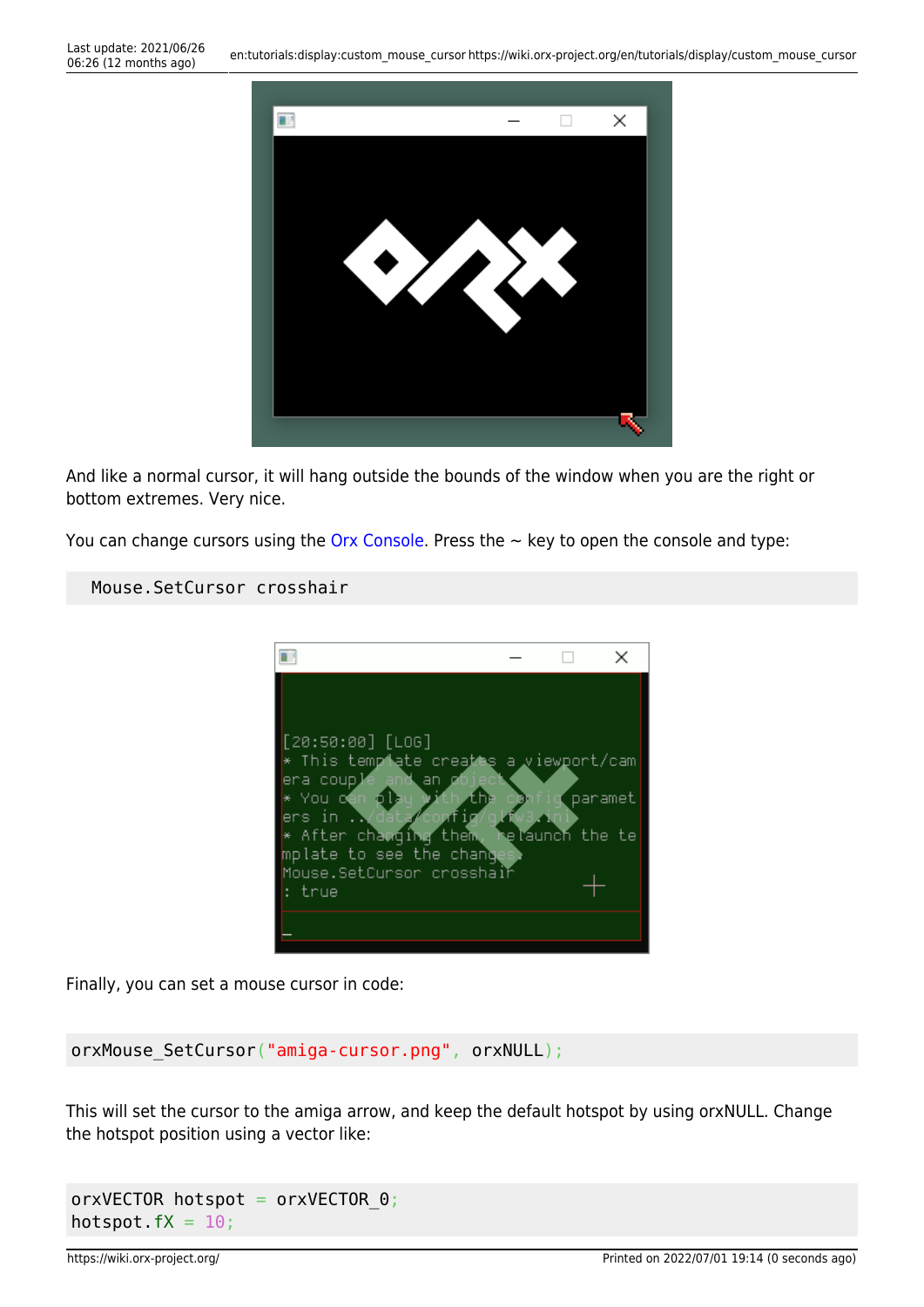And like a normal cursor, it will hang outside the bounds of the window when you are the right or bottom extremes. Very nice.

You can change cursors using the Orx Console. Press the ~ key to open the console and type:

```
Mouse.SetCursor crosshair
```

Finally, you can set a mouse cursor in code:

```
orxMouse_SetCursor("amiga-cursor.png", orxNULL);
```

This will set the cursor to the amiga arrow, and keep the default hotspot by using orxNULL. Change the hotspot position using a vector like:

```
orxVECTOR hotspot = orxVECTOR_0;
hotspot.fX = 10;
```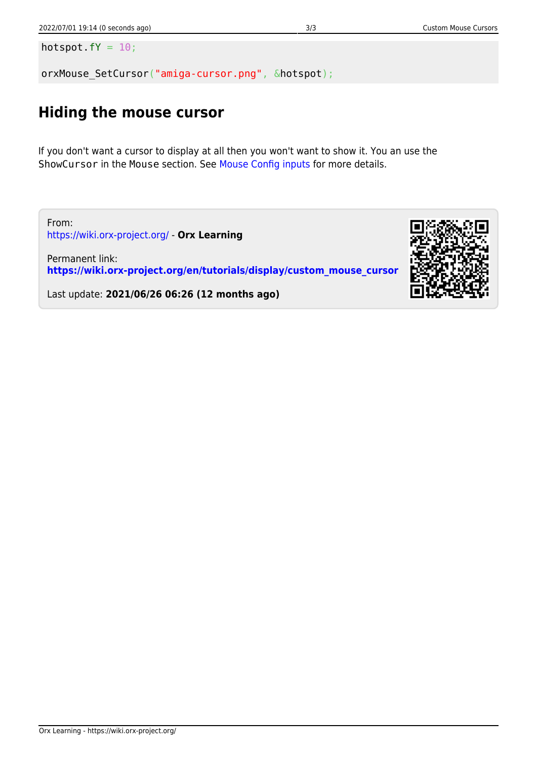```
hotspot.fY = 10;

orxMouse_SetCursor("amiga-cursor.png", &hotspot);
```

## Hiding the mouse cursor

If you don't want a cursor to display at all then you won't want to show it. You an use the `ShowCursor` in the `Mouse` section. See Mouse Config inputs for more details.

From:
https://wiki.orx-project.org/ - **Orx Learning**

Permanent link:
**https://wiki.orx-project.org/en/tutorials/display/custom_mouse_cursor**

Last update: **2021/06/26 06:26 (12 months ago)**